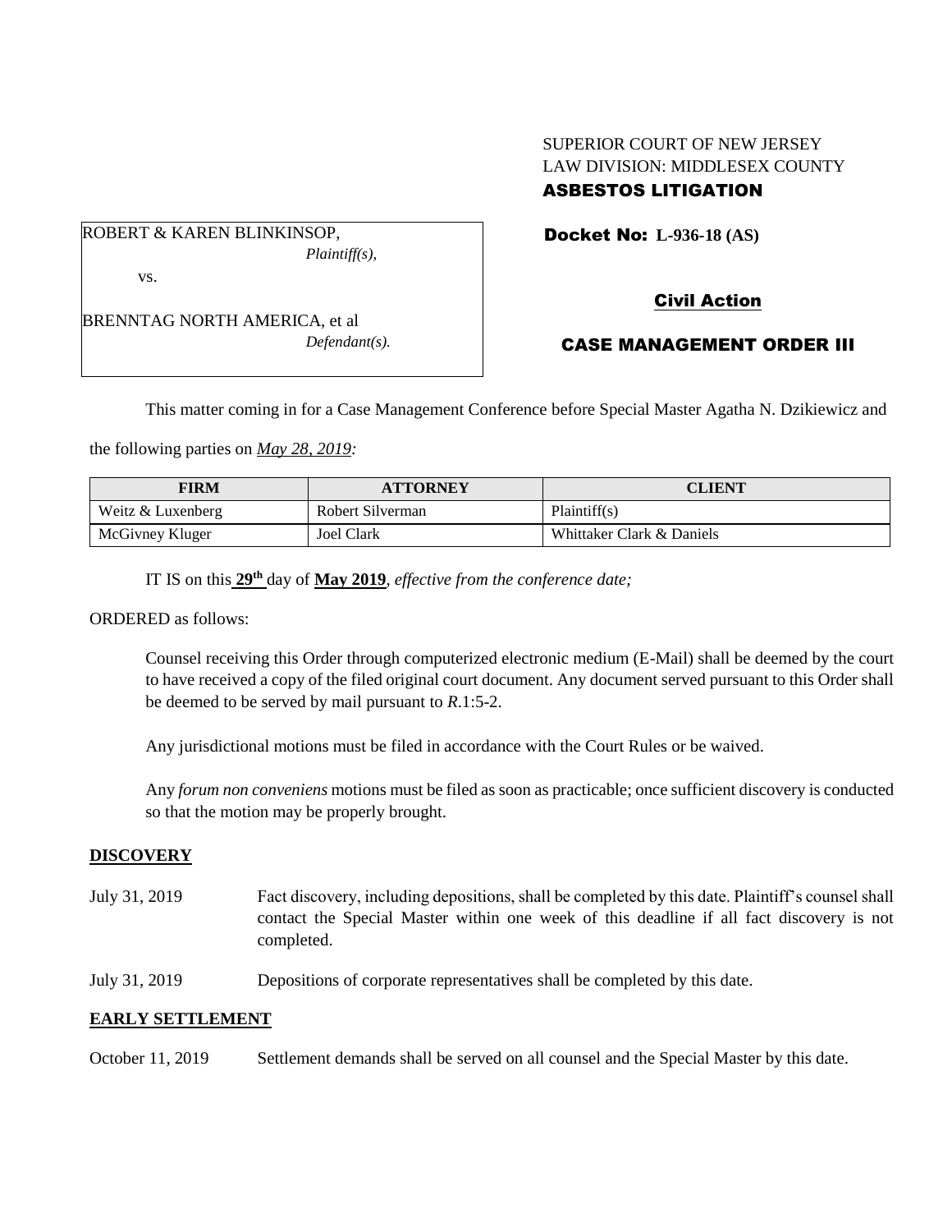SUPERIOR COURT OF NEW JERSEY
LAW DIVISION: MIDDLESEX COUNTY

**ASBESTOS LITIGATION**

ROBERT & KAREN BLINKINSOP,
*Plaintiff(s),*

vs.

BRENNTAG NORTH AMERICA, et al
*Defendant(s).*

**Docket No: L-936-18 (AS)**

**Civil Action**

**CASE MANAGEMENT ORDER III**

This matter coming in for a Case Management Conference before Special Master Agatha N. Dzikiewicz and the following parties on *May 28, 2019:*

| FIRM | ATTORNEY | CLIENT |
|---|---|---|
| Weitz & Luxenberg | Robert Silverman | Plaintiff(s) |
| McGivney Kluger | Joel Clark | Whittaker Clark & Daniels |

IT IS on this **29th** day of **May 2019**, *effective from the conference date;*

ORDERED as follows:

Counsel receiving this Order through computerized electronic medium (E-Mail) shall be deemed by the court to have received a copy of the filed original court document. Any document served pursuant to this Order shall be deemed to be served by mail pursuant to *R*.1:5-2.

Any jurisdictional motions must be filed in accordance with the Court Rules or be waived.

Any *forum non conveniens* motions must be filed as soon as practicable; once sufficient discovery is conducted so that the motion may be properly brought.

## DISCOVERY

July 31, 2019 — Fact discovery, including depositions, shall be completed by this date. Plaintiff's counsel shall contact the Special Master within one week of this deadline if all fact discovery is not completed.

July 31, 2019 — Depositions of corporate representatives shall be completed by this date.

## EARLY SETTLEMENT

October 11, 2019 — Settlement demands shall be served on all counsel and the Special Master by this date.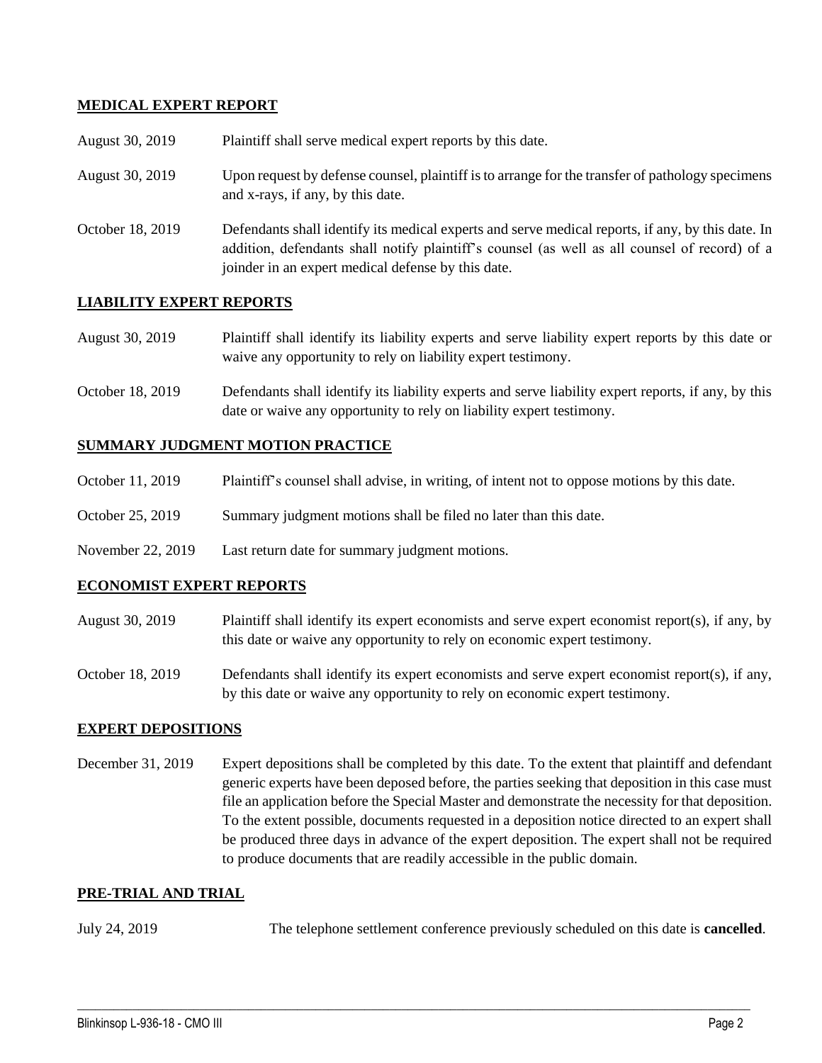## MEDICAL EXPERT REPORT

| | |
|---|---|
| August 30, 2019 | Plaintiff shall serve medical expert reports by this date. |
| August 30, 2019 | Upon request by defense counsel, plaintiff is to arrange for the transfer of pathology specimens and x-rays, if any, by this date. |
| October 18, 2019 | Defendants shall identify its medical experts and serve medical reports, if any, by this date. In addition, defendants shall notify plaintiff's counsel (as well as all counsel of record) of a joinder in an expert medical defense by this date. |

## LIABILITY EXPERT REPORTS

| | |
|---|---|
| August 30, 2019 | Plaintiff shall identify its liability experts and serve liability expert reports by this date or waive any opportunity to rely on liability expert testimony. |
| October 18, 2019 | Defendants shall identify its liability experts and serve liability expert reports, if any, by this date or waive any opportunity to rely on liability expert testimony. |

## SUMMARY JUDGMENT MOTION PRACTICE

| | |
|---|---|
| October 11, 2019 | Plaintiff's counsel shall advise, in writing, of intent not to oppose motions by this date. |
| October 25, 2019 | Summary judgment motions shall be filed no later than this date. |
| November 22, 2019 | Last return date for summary judgment motions. |

## ECONOMIST EXPERT REPORTS

| | |
|---|---|
| August 30, 2019 | Plaintiff shall identify its expert economists and serve expert economist report(s), if any, by this date or waive any opportunity to rely on economic expert testimony. |
| October 18, 2019 | Defendants shall identify its expert economists and serve expert economist report(s), if any, by this date or waive any opportunity to rely on economic expert testimony. |

## EXPERT DEPOSITIONS

| | |
|---|---|
| December 31, 2019 | Expert depositions shall be completed by this date. To the extent that plaintiff and defendant generic experts have been deposed before, the parties seeking that deposition in this case must file an application before the Special Master and demonstrate the necessity for that deposition. To the extent possible, documents requested in a deposition notice directed to an expert shall be produced three days in advance of the expert deposition. The expert shall not be required to produce documents that are readily accessible in the public domain. |

## PRE-TRIAL AND TRIAL

| | |
|---|---|
| July 24, 2019 | The telephone settlement conference previously scheduled on this date is **cancelled**. |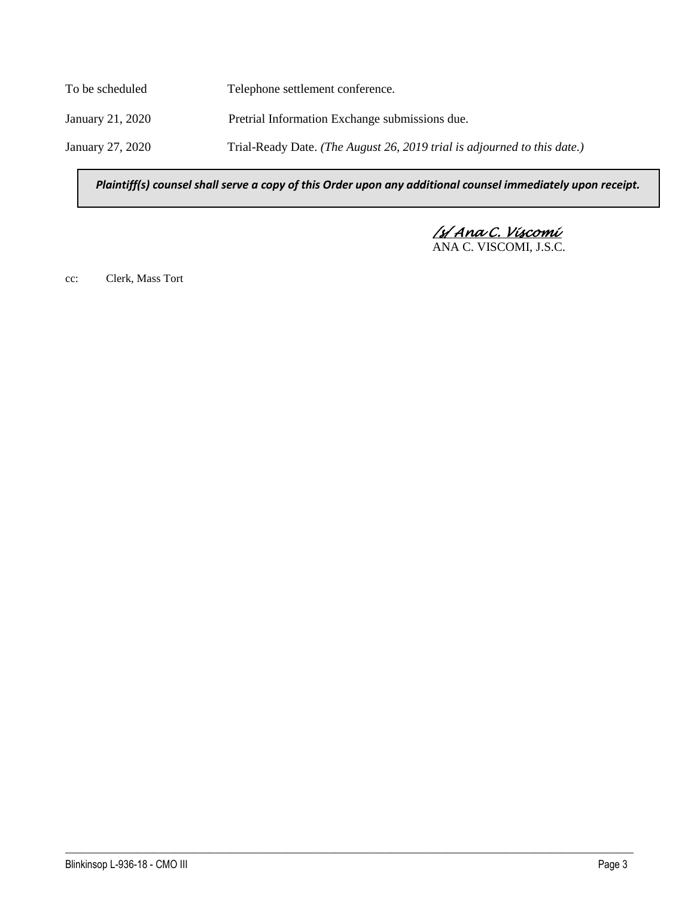| | |
|---|---|
| To be scheduled | Telephone settlement conference. |
| January 21, 2020 | Pretrial Information Exchange submissions due. |
| January 27, 2020 | Trial-Ready Date. *(The August 26, 2019 trial is adjourned to this date.)* |

***Plaintiff(s) counsel shall serve a copy of this Order upon any additional counsel immediately upon receipt.***

*/s/ Ana C. Viscomi*
ANA C. VISCOMI, J.S.C.

cc: Clerk, Mass Tort